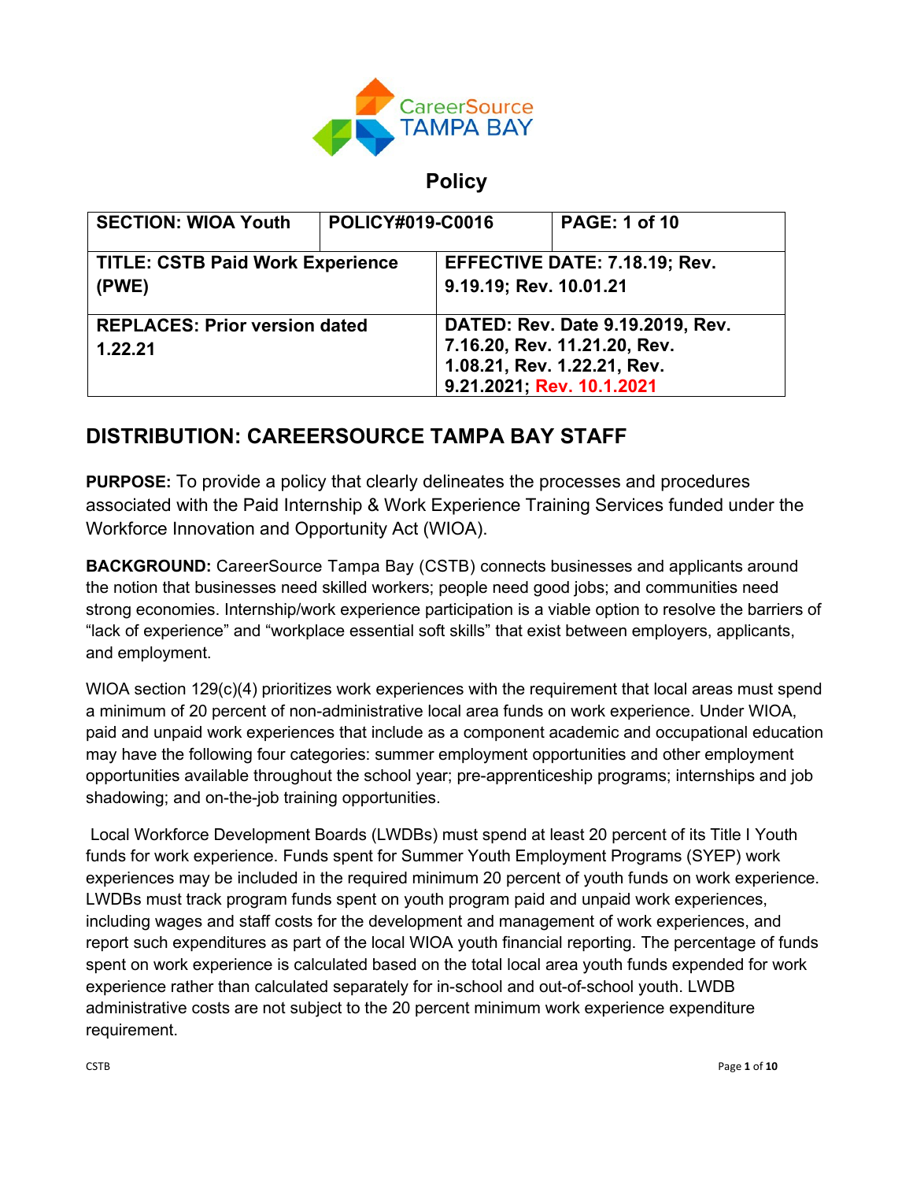CareerSource TAMPA BAY

# Policy

| SECTION: WIOA Youth | POLICY#019-C0016 | PAGE: 1 of 10 |
|---|---|---|
| TITLE: CSTB Paid Work Experience (PWE) | EFFECTIVE DATE: 7.18.19; Rev. 9.19.19; Rev. 10.01.21 | |
| REPLACES: Prior version dated 1.22.21 | DATED: Rev. Date 9.19.2019, Rev. 7.16.20, Rev. 11.21.20, Rev. 1.08.21, Rev. 1.22.21, Rev. 9.21.2021; Rev. 10.1.2021 | |

## DISTRIBUTION: CAREERSOURCE TAMPA BAY STAFF

**PURPOSE:** To provide a policy that clearly delineates the processes and procedures associated with the Paid Internship & Work Experience Training Services funded under the Workforce Innovation and Opportunity Act (WIOA).

**BACKGROUND:** CareerSource Tampa Bay (CSTB) connects businesses and applicants around the notion that businesses need skilled workers; people need good jobs; and communities need strong economies. Internship/work experience participation is a viable option to resolve the barriers of "lack of experience" and "workplace essential soft skills" that exist between employers, applicants, and employment.

WIOA section 129(c)(4) prioritizes work experiences with the requirement that local areas must spend a minimum of 20 percent of non-administrative local area funds on work experience. Under WIOA, paid and unpaid work experiences that include as a component academic and occupational education may have the following four categories: summer employment opportunities and other employment opportunities available throughout the school year; pre-apprenticeship programs; internships and job shadowing; and on-the-job training opportunities.

Local Workforce Development Boards (LWDBs) must spend at least 20 percent of its Title I Youth funds for work experience. Funds spent for Summer Youth Employment Programs (SYEP) work experiences may be included in the required minimum 20 percent of youth funds on work experience. LWDBs must track program funds spent on youth program paid and unpaid work experiences, including wages and staff costs for the development and management of work experiences, and report such expenditures as part of the local WIOA youth financial reporting. The percentage of funds spent on work experience is calculated based on the total local area youth funds expended for work experience rather than calculated separately for in-school and out-of-school youth. LWDB administrative costs are not subject to the 20 percent minimum work experience expenditure requirement.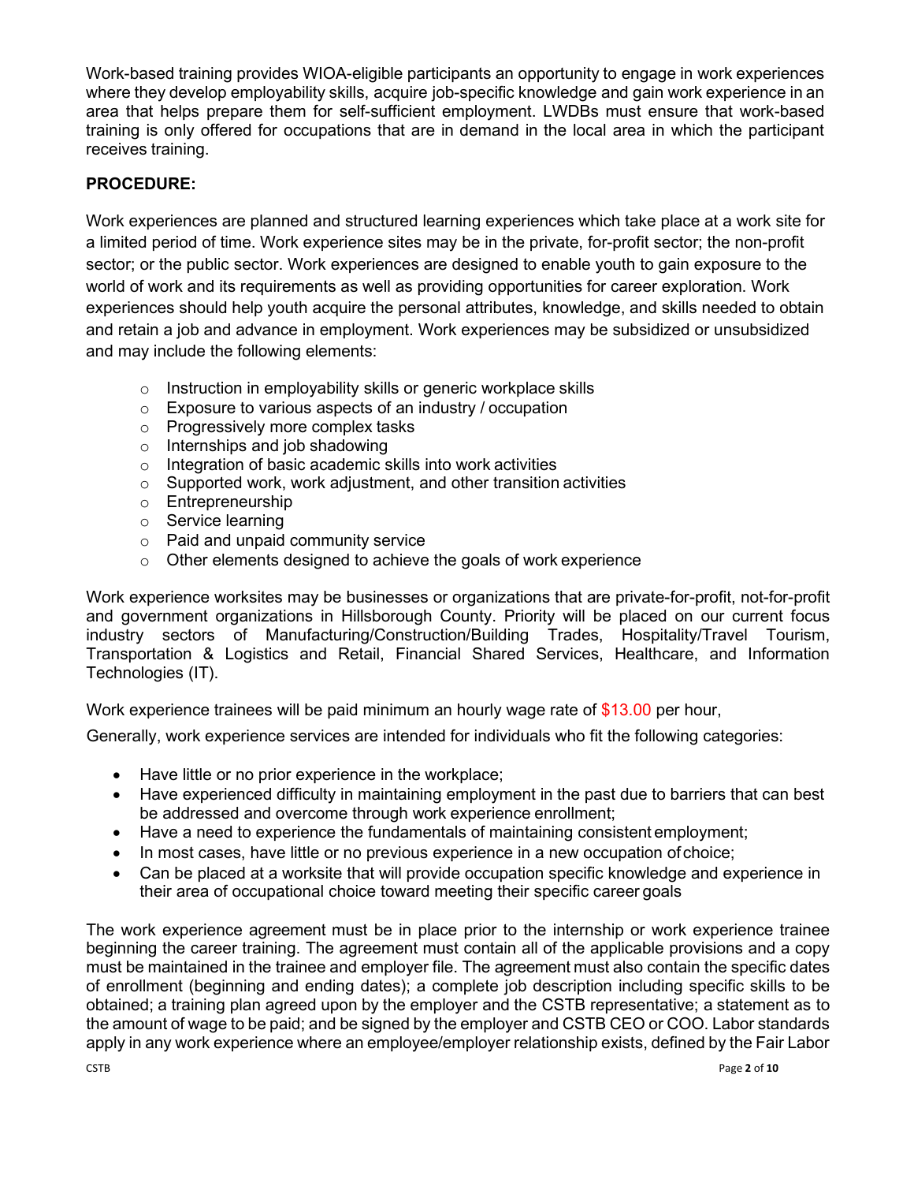Work-based training provides WIOA-eligible participants an opportunity to engage in work experiences where they develop employability skills, acquire job-specific knowledge and gain work experience in an area that helps prepare them for self-sufficient employment. LWDBs must ensure that work-based training is only offered for occupations that are in demand in the local area in which the participant receives training.

**PROCEDURE:**

Work experiences are planned and structured learning experiences which take place at a work site for a limited period of time. Work experience sites may be in the private, for-profit sector; the non-profit sector; or the public sector. Work experiences are designed to enable youth to gain exposure to the world of work and its requirements as well as providing opportunities for career exploration. Work experiences should help youth acquire the personal attributes, knowledge, and skills needed to obtain and retain a job and advance in employment. Work experiences may be subsidized or unsubsidized and may include the following elements:

- Instruction in employability skills or generic workplace skills
- Exposure to various aspects of an industry / occupation
- Progressively more complex tasks
- Internships and job shadowing
- Integration of basic academic skills into work activities
- Supported work, work adjustment, and other transition activities
- Entrepreneurship
- Service learning
- Paid and unpaid community service
- Other elements designed to achieve the goals of work experience

Work experience worksites may be businesses or organizations that are private-for-profit, not-for-profit and government organizations in Hillsborough County. Priority will be placed on our current focus industry sectors of Manufacturing/Construction/Building Trades, Hospitality/Travel Tourism, Transportation & Logistics and Retail, Financial Shared Services, Healthcare, and Information Technologies (IT).

Work experience trainees will be paid minimum an hourly wage rate of $13.00 per hour,

Generally, work experience services are intended for individuals who fit the following categories:

- Have little or no prior experience in the workplace;
- Have experienced difficulty in maintaining employment in the past due to barriers that can best be addressed and overcome through work experience enrollment;
- Have a need to experience the fundamentals of maintaining consistent employment;
- In most cases, have little or no previous experience in a new occupation of choice;
- Can be placed at a worksite that will provide occupation specific knowledge and experience in their area of occupational choice toward meeting their specific career goals

The work experience agreement must be in place prior to the internship or work experience trainee beginning the career training. The agreement must contain all of the applicable provisions and a copy must be maintained in the trainee and employer file. The agreement must also contain the specific dates of enrollment (beginning and ending dates); a complete job description including specific skills to be obtained; a training plan agreed upon by the employer and the CSTB representative; a statement as to the amount of wage to be paid; and be signed by the employer and CSTB CEO or COO. Labor standards apply in any work experience where an employee/employer relationship exists, defined by the Fair Labor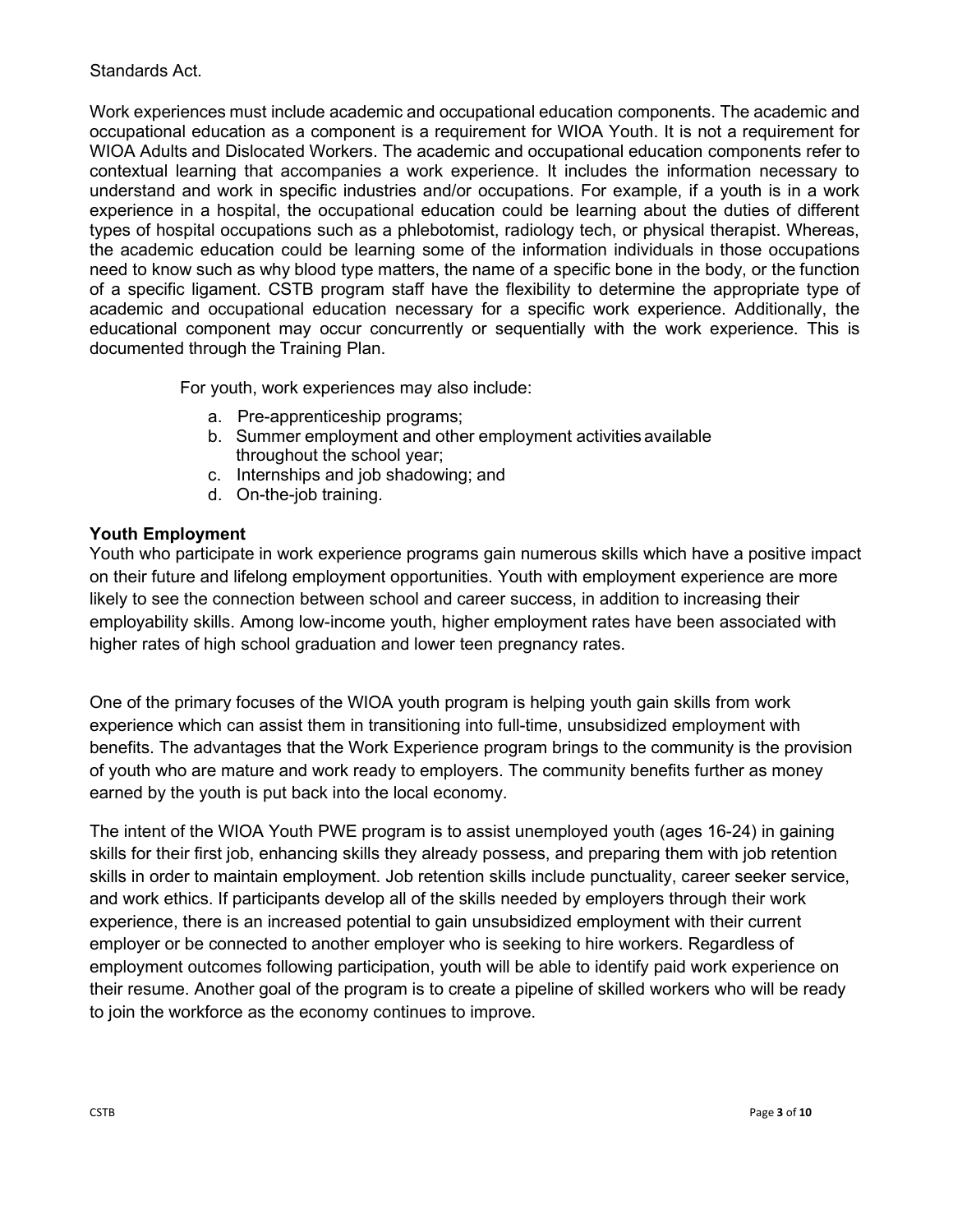Standards Act.

Work experiences must include academic and occupational education components. The academic and occupational education as a component is a requirement for WIOA Youth. It is not a requirement for WIOA Adults and Dislocated Workers. The academic and occupational education components refer to contextual learning that accompanies a work experience. It includes the information necessary to understand and work in specific industries and/or occupations. For example, if a youth is in a work experience in a hospital, the occupational education could be learning about the duties of different types of hospital occupations such as a phlebotomist, radiology tech, or physical therapist. Whereas, the academic education could be learning some of the information individuals in those occupations need to know such as why blood type matters, the name of a specific bone in the body, or the function of a specific ligament. CSTB program staff have the flexibility to determine the appropriate type of academic and occupational education necessary for a specific work experience. Additionally, the educational component may occur concurrently or sequentially with the work experience. This is documented through the Training Plan.

For youth, work experiences may also include:

a. Pre-apprenticeship programs;
b. Summer employment and other employment activities available throughout the school year;
c. Internships and job shadowing; and
d. On-the-job training.

**Youth Employment**

Youth who participate in work experience programs gain numerous skills which have a positive impact on their future and lifelong employment opportunities. Youth with employment experience are more likely to see the connection between school and career success, in addition to increasing their employability skills. Among low-income youth, higher employment rates have been associated with higher rates of high school graduation and lower teen pregnancy rates.

One of the primary focuses of the WIOA youth program is helping youth gain skills from work experience which can assist them in transitioning into full-time, unsubsidized employment with benefits. The advantages that the Work Experience program brings to the community is the provision of youth who are mature and work ready to employers. The community benefits further as money earned by the youth is put back into the local economy.

The intent of the WIOA Youth PWE program is to assist unemployed youth (ages 16-24) in gaining skills for their first job, enhancing skills they already possess, and preparing them with job retention skills in order to maintain employment. Job retention skills include punctuality, career seeker service, and work ethics. If participants develop all of the skills needed by employers through their work experience, there is an increased potential to gain unsubsidized employment with their current employer or be connected to another employer who is seeking to hire workers. Regardless of employment outcomes following participation, youth will be able to identify paid work experience on their resume. Another goal of the program is to create a pipeline of skilled workers who will be ready to join the workforce as the economy continues to improve.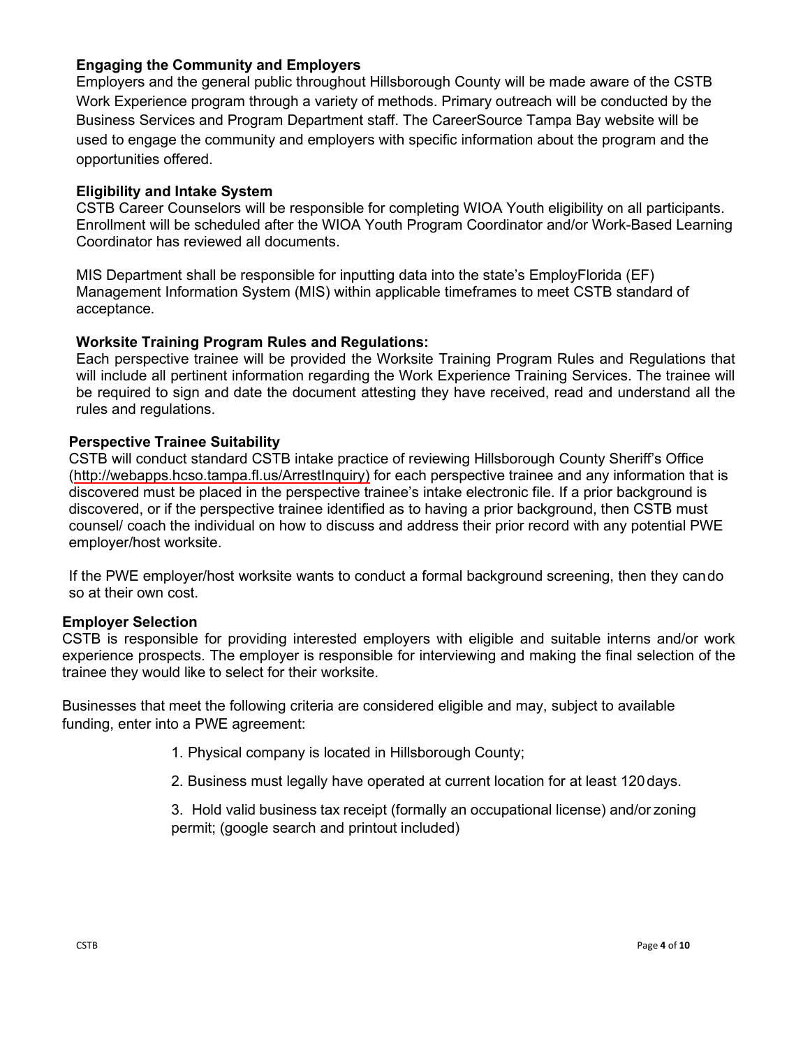**Engaging the Community and Employers**

Employers and the general public throughout Hillsborough County will be made aware of the CSTB Work Experience program through a variety of methods. Primary outreach will be conducted by the Business Services and Program Department staff. The CareerSource Tampa Bay website will be used to engage the community and employers with specific information about the program and the opportunities offered.

**Eligibility and Intake System**

CSTB Career Counselors will be responsible for completing WIOA Youth eligibility on all participants. Enrollment will be scheduled after the WIOA Youth Program Coordinator and/or Work-Based Learning Coordinator has reviewed all documents.

MIS Department shall be responsible for inputting data into the state's EmployFlorida (EF) Management Information System (MIS) within applicable timeframes to meet CSTB standard of acceptance.

**Worksite Training Program Rules and Regulations:**

Each perspective trainee will be provided the Worksite Training Program Rules and Regulations that will include all pertinent information regarding the Work Experience Training Services. The trainee will be required to sign and date the document attesting they have received, read and understand all the rules and regulations.

**Perspective Trainee Suitability**

CSTB will conduct standard CSTB intake practice of reviewing Hillsborough County Sheriff's Office (http://webapps.hcso.tampa.fl.us/ArrestInquiry) for each perspective trainee and any information that is discovered must be placed in the perspective trainee's intake electronic file. If a prior background is discovered, or if the perspective trainee identified as to having a prior background, then CSTB must counsel/ coach the individual on how to discuss and address their prior record with any potential PWE employer/host worksite.

If the PWE employer/host worksite wants to conduct a formal background screening, then they can do so at their own cost.

**Employer Selection**

CSTB is responsible for providing interested employers with eligible and suitable interns and/or work experience prospects. The employer is responsible for interviewing and making the final selection of the trainee they would like to select for their worksite.

Businesses that meet the following criteria are considered eligible and may, subject to available funding, enter into a PWE agreement:

1. Physical company is located in Hillsborough County;
2. Business must legally have operated at current location for at least 120 days.
3. Hold valid business tax receipt (formally an occupational license) and/or zoning permit; (google search and printout included)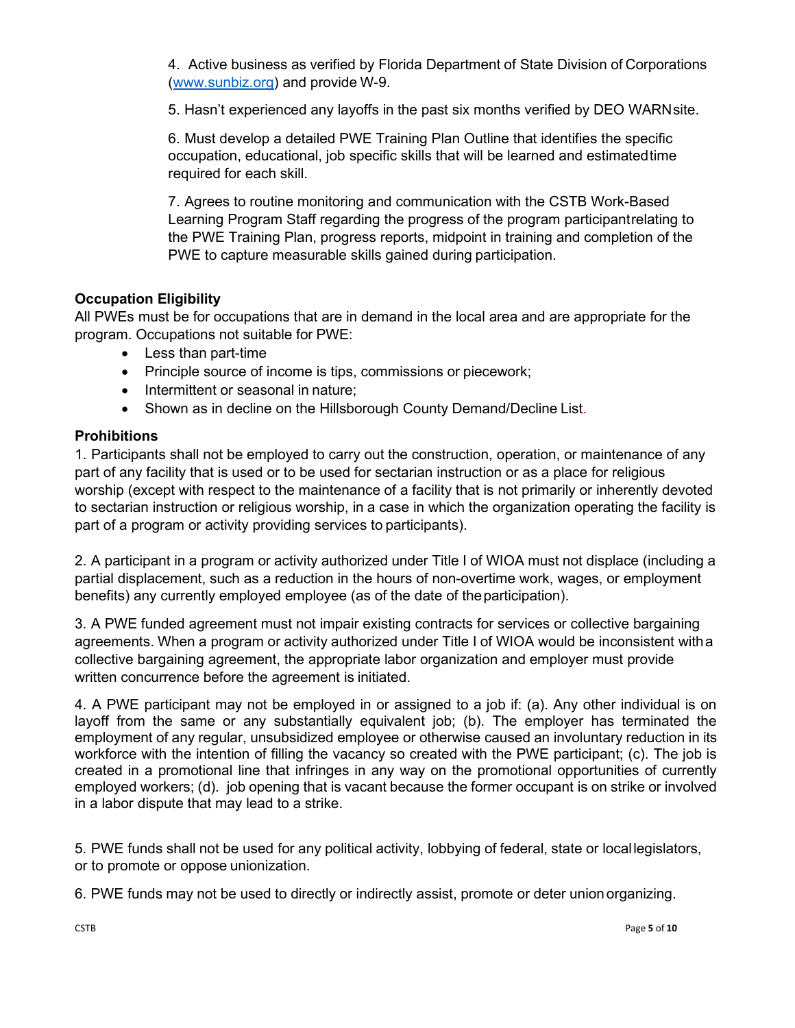4. Active business as verified by Florida Department of State Division of Corporations ([www.sunbiz.org](http://www.sunbiz.org)) and provide W-9.

5. Hasn't experienced any layoffs in the past six months verified by DEO WARN site.

6. Must develop a detailed PWE Training Plan Outline that identifies the specific occupation, educational, job specific skills that will be learned and estimated time required for each skill.

7. Agrees to routine monitoring and communication with the CSTB Work-Based Learning Program Staff regarding the progress of the program participant relating to the PWE Training Plan, progress reports, midpoint in training and completion of the PWE to capture measurable skills gained during participation.

**Occupation Eligibility**

All PWEs must be for occupations that are in demand in the local area and are appropriate for the program. Occupations not suitable for PWE:

- Less than part-time
- Principle source of income is tips, commissions or piecework;
- Intermittent or seasonal in nature;
- Shown as in decline on the Hillsborough County Demand/Decline List.

**Prohibitions**

1. Participants shall not be employed to carry out the construction, operation, or maintenance of any part of any facility that is used or to be used for sectarian instruction or as a place for religious worship (except with respect to the maintenance of a facility that is not primarily or inherently devoted to sectarian instruction or religious worship, in a case in which the organization operating the facility is part of a program or activity providing services to participants).

2. A participant in a program or activity authorized under Title I of WIOA must not displace (including a partial displacement, such as a reduction in the hours of non-overtime work, wages, or employment benefits) any currently employed employee (as of the date of the participation).

3. A PWE funded agreement must not impair existing contracts for services or collective bargaining agreements. When a program or activity authorized under Title I of WIOA would be inconsistent with a collective bargaining agreement, the appropriate labor organization and employer must provide written concurrence before the agreement is initiated.

4. A PWE participant may not be employed in or assigned to a job if: (a). Any other individual is on layoff from the same or any substantially equivalent job; (b). The employer has terminated the employment of any regular, unsubsidized employee or otherwise caused an involuntary reduction in its workforce with the intention of filling the vacancy so created with the PWE participant; (c). The job is created in a promotional line that infringes in any way on the promotional opportunities of currently employed workers; (d). job opening that is vacant because the former occupant is on strike or involved in a labor dispute that may lead to a strike.

5. PWE funds shall not be used for any political activity, lobbying of federal, state or local legislators, or to promote or oppose unionization.

6. PWE funds may not be used to directly or indirectly assist, promote or deter union organizing.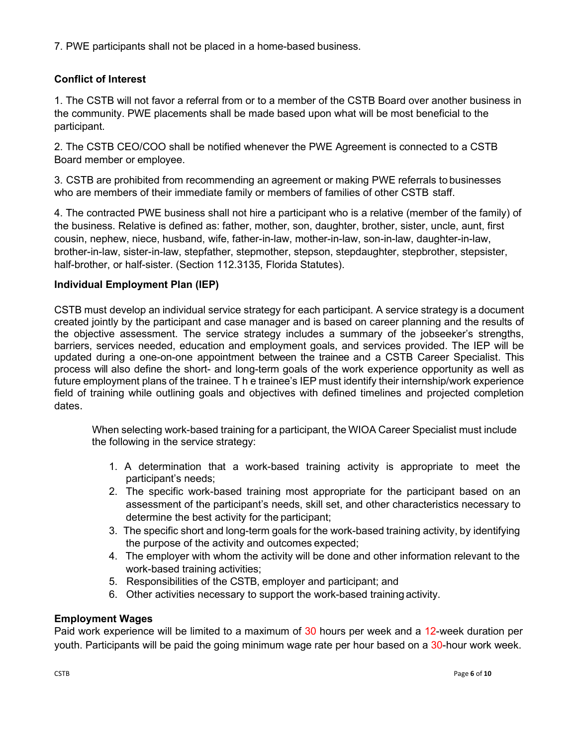7. PWE participants shall not be placed in a home-based business.

**Conflict of Interest**

1. The CSTB will not favor a referral from or to a member of the CSTB Board over another business in the community. PWE placements shall be made based upon what will be most beneficial to the participant.

2. The CSTB CEO/COO shall be notified whenever the PWE Agreement is connected to a CSTB Board member or employee.

3. CSTB are prohibited from recommending an agreement or making PWE referrals to businesses who are members of their immediate family or members of families of other CSTB staff.

4. The contracted PWE business shall not hire a participant who is a relative (member of the family) of the business. Relative is defined as: father, mother, son, daughter, brother, sister, uncle, aunt, first cousin, nephew, niece, husband, wife, father-in-law, mother-in-law, son-in-law, daughter-in-law, brother-in-law, sister-in-law, stepfather, stepmother, stepson, stepdaughter, stepbrother, stepsister, half-brother, or half-sister. (Section 112.3135, Florida Statutes).

**Individual Employment Plan (IEP)**

CSTB must develop an individual service strategy for each participant. A service strategy is a document created jointly by the participant and case manager and is based on career planning and the results of the objective assessment. The service strategy includes a summary of the jobseeker's strengths, barriers, services needed, education and employment goals, and services provided. The IEP will be updated during a one-on-one appointment between the trainee and a CSTB Career Specialist. This process will also define the short- and long-term goals of the work experience opportunity as well as future employment plans of the trainee. The trainee's IEP must identify their internship/work experience field of training while outlining goals and objectives with defined timelines and projected completion dates.

When selecting work-based training for a participant, the WIOA Career Specialist must include the following in the service strategy:

1. A determination that a work-based training activity is appropriate to meet the participant's needs;
2. The specific work-based training most appropriate for the participant based on an assessment of the participant's needs, skill set, and other characteristics necessary to determine the best activity for the participant;
3. The specific short and long-term goals for the work-based training activity, by identifying the purpose of the activity and outcomes expected;
4. The employer with whom the activity will be done and other information relevant to the work-based training activities;
5. Responsibilities of the CSTB, employer and participant; and
6. Other activities necessary to support the work-based training activity.

**Employment Wages**

Paid work experience will be limited to a maximum of 30 hours per week and a 12-week duration per youth. Participants will be paid the going minimum wage rate per hour based on a 30-hour work week.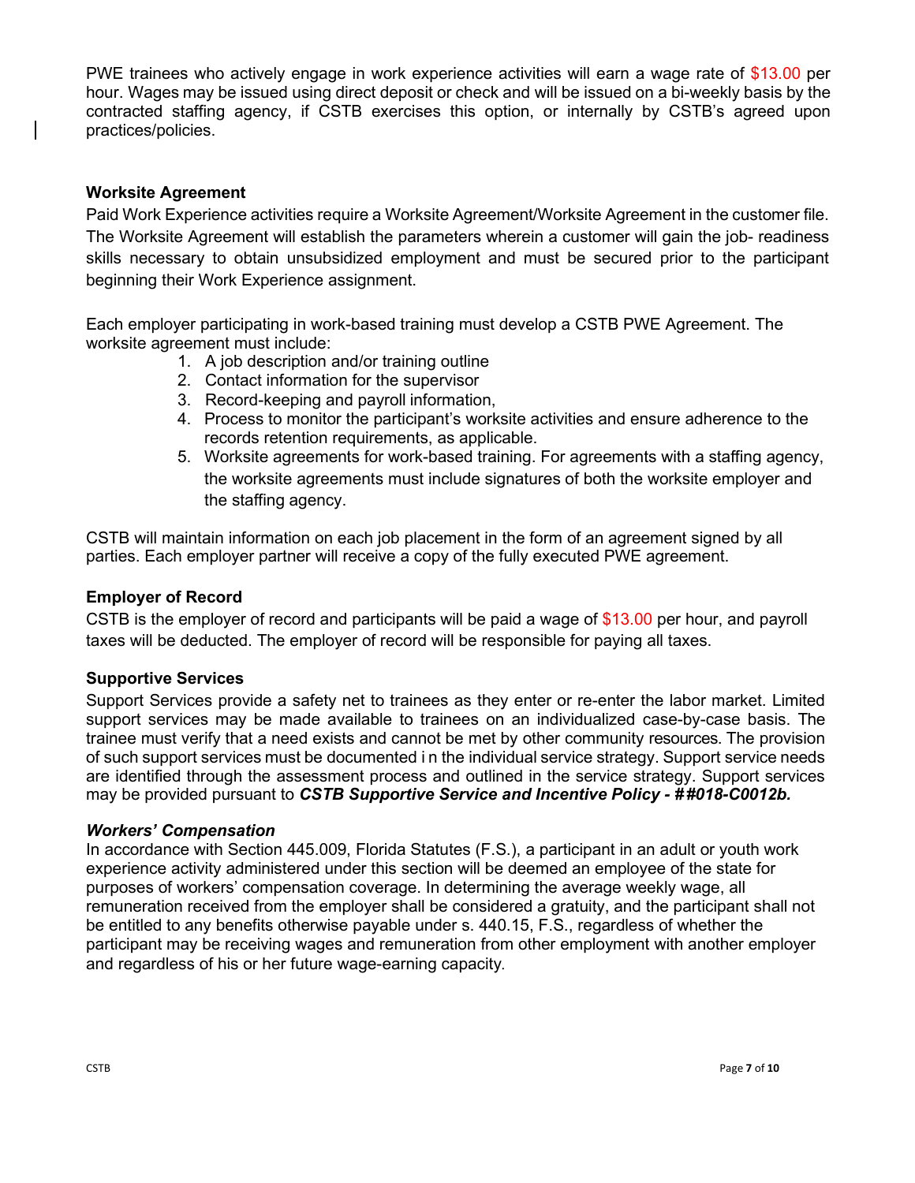PWE trainees who actively engage in work experience activities will earn a wage rate of $13.00 per hour. Wages may be issued using direct deposit or check and will be issued on a bi-weekly basis by the contracted staffing agency, if CSTB exercises this option, or internally by CSTB's agreed upon practices/policies.

### Worksite Agreement

Paid Work Experience activities require a Worksite Agreement/Worksite Agreement in the customer file. The Worksite Agreement will establish the parameters wherein a customer will gain the job- readiness skills necessary to obtain unsubsidized employment and must be secured prior to the participant beginning their Work Experience assignment.

Each employer participating in work-based training must develop a CSTB PWE Agreement. The worksite agreement must include:

1. A job description and/or training outline
2. Contact information for the supervisor
3. Record-keeping and payroll information,
4. Process to monitor the participant's worksite activities and ensure adherence to the records retention requirements, as applicable.
5. Worksite agreements for work-based training. For agreements with a staffing agency, the worksite agreements must include signatures of both the worksite employer and the staffing agency.

CSTB will maintain information on each job placement in the form of an agreement signed by all parties. Each employer partner will receive a copy of the fully executed PWE agreement.

### Employer of Record

CSTB is the employer of record and participants will be paid a wage of $13.00 per hour, and payroll taxes will be deducted. The employer of record will be responsible for paying all taxes.

### Supportive Services

Support Services provide a safety net to trainees as they enter or re-enter the labor market. Limited support services may be made available to trainees on an individualized case-by-case basis. The trainee must verify that a need exists and cannot be met by other community resources. The provision of such support services must be documented i n the individual service strategy. Support service needs are identified through the assessment process and outlined in the service strategy. Support services may be provided pursuant to ***CSTB Supportive Service and Incentive Policy - ##018-C0012b.***

### *Workers' Compensation*

In accordance with Section 445.009, Florida Statutes (F.S.), a participant in an adult or youth work experience activity administered under this section will be deemed an employee of the state for purposes of workers' compensation coverage. In determining the average weekly wage, all remuneration received from the employer shall be considered a gratuity, and the participant shall not be entitled to any benefits otherwise payable under s. 440.15, F.S., regardless of whether the participant may be receiving wages and remuneration from other employment with another employer and regardless of his or her future wage-earning capacity.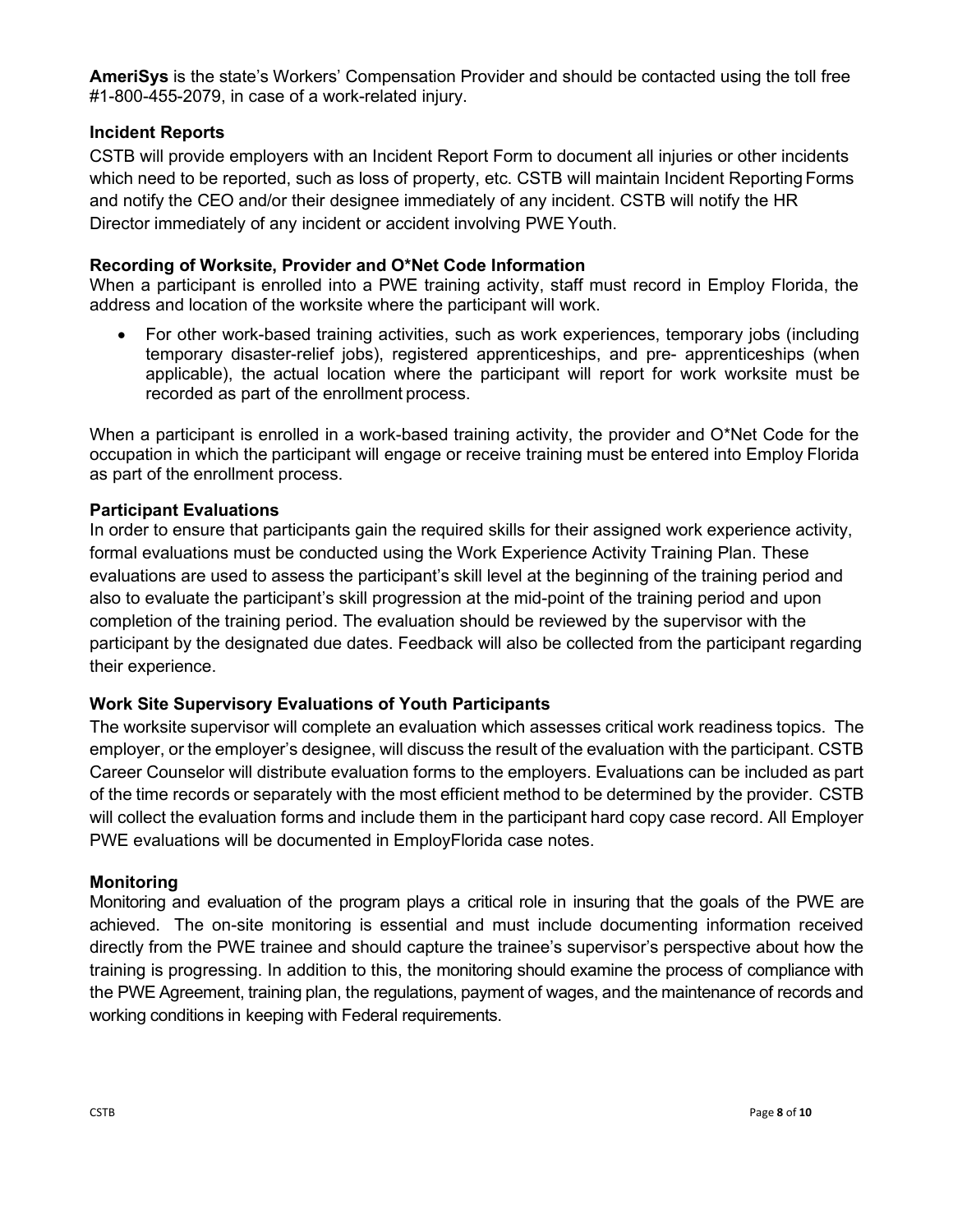**AmeriSys** is the state's Workers' Compensation Provider and should be contacted using the toll free #1-800-455-2079, in case of a work-related injury.

### Incident Reports

CSTB will provide employers with an Incident Report Form to document all injuries or other incidents which need to be reported, such as loss of property, etc. CSTB will maintain Incident Reporting Forms and notify the CEO and/or their designee immediately of any incident. CSTB will notify the HR Director immediately of any incident or accident involving PWE Youth.

### Recording of Worksite, Provider and O*Net Code Information

When a participant is enrolled into a PWE training activity, staff must record in Employ Florida, the address and location of the worksite where the participant will work.

- For other work-based training activities, such as work experiences, temporary jobs (including temporary disaster-relief jobs), registered apprenticeships, and pre- apprenticeships (when applicable), the actual location where the participant will report for work worksite must be recorded as part of the enrollment process.

When a participant is enrolled in a work-based training activity, the provider and O*Net Code for the occupation in which the participant will engage or receive training must be entered into Employ Florida as part of the enrollment process.

### Participant Evaluations

In order to ensure that participants gain the required skills for their assigned work experience activity, formal evaluations must be conducted using the Work Experience Activity Training Plan. These evaluations are used to assess the participant's skill level at the beginning of the training period and also to evaluate the participant's skill progression at the mid-point of the training period and upon completion of the training period. The evaluation should be reviewed by the supervisor with the participant by the designated due dates. Feedback will also be collected from the participant regarding their experience.

### Work Site Supervisory Evaluations of Youth Participants

The worksite supervisor will complete an evaluation which assesses critical work readiness topics. The employer, or the employer's designee, will discuss the result of the evaluation with the participant. CSTB Career Counselor will distribute evaluation forms to the employers. Evaluations can be included as part of the time records or separately with the most efficient method to be determined by the provider. CSTB will collect the evaluation forms and include them in the participant hard copy case record. All Employer PWE evaluations will be documented in EmployFlorida case notes.

### Monitoring

Monitoring and evaluation of the program plays a critical role in insuring that the goals of the PWE are achieved. The on-site monitoring is essential and must include documenting information received directly from the PWE trainee and should capture the trainee's supervisor's perspective about how the training is progressing. In addition to this, the monitoring should examine the process of compliance with the PWE Agreement, training plan, the regulations, payment of wages, and the maintenance of records and working conditions in keeping with Federal requirements.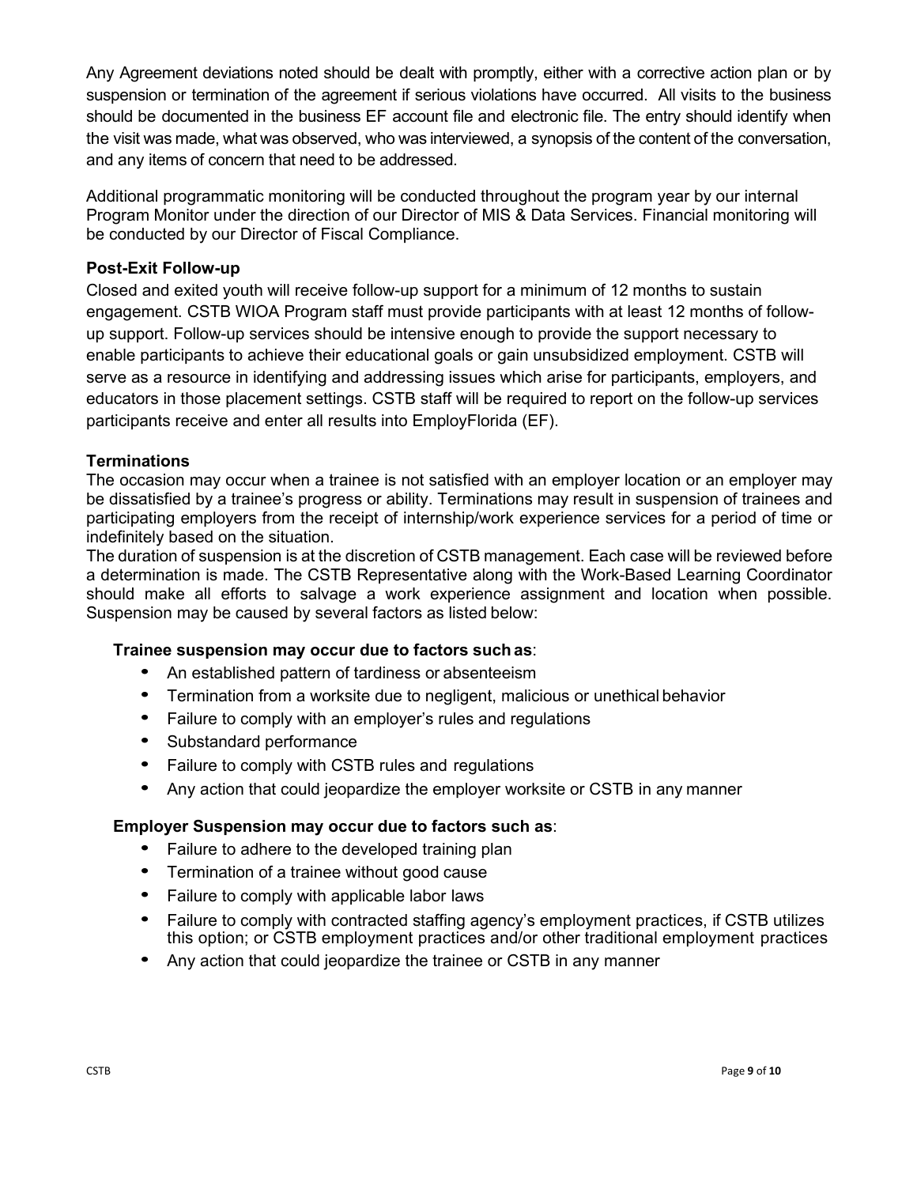Any Agreement deviations noted should be dealt with promptly, either with a corrective action plan or by suspension or termination of the agreement if serious violations have occurred. All visits to the business should be documented in the business EF account file and electronic file. The entry should identify when the visit was made, what was observed, who was interviewed, a synopsis of the content of the conversation, and any items of concern that need to be addressed.

Additional programmatic monitoring will be conducted throughout the program year by our internal Program Monitor under the direction of our Director of MIS & Data Services. Financial monitoring will be conducted by our Director of Fiscal Compliance.

### Post-Exit Follow-up

Closed and exited youth will receive follow-up support for a minimum of 12 months to sustain engagement. CSTB WIOA Program staff must provide participants with at least 12 months of follow-up support. Follow-up services should be intensive enough to provide the support necessary to enable participants to achieve their educational goals or gain unsubsidized employment. CSTB will serve as a resource in identifying and addressing issues which arise for participants, employers, and educators in those placement settings. CSTB staff will be required to report on the follow-up services participants receive and enter all results into EmployFlorida (EF).

### Terminations

The occasion may occur when a trainee is not satisfied with an employer location or an employer may be dissatisfied by a trainee's progress or ability. Terminations may result in suspension of trainees and participating employers from the receipt of internship/work experience services for a period of time or indefinitely based on the situation.

The duration of suspension is at the discretion of CSTB management. Each case will be reviewed before a determination is made. The CSTB Representative along with the Work-Based Learning Coordinator should make all efforts to salvage a work experience assignment and location when possible. Suspension may be caused by several factors as listed below:

**Trainee suspension may occur due to factors such as**:

- An established pattern of tardiness or absenteeism
- Termination from a worksite due to negligent, malicious or unethical behavior
- Failure to comply with an employer's rules and regulations
- Substandard performance
- Failure to comply with CSTB rules and regulations
- Any action that could jeopardize the employer worksite or CSTB in any manner

**Employer Suspension may occur due to factors such as**:

- Failure to adhere to the developed training plan
- Termination of a trainee without good cause
- Failure to comply with applicable labor laws
- Failure to comply with contracted staffing agency's employment practices, if CSTB utilizes this option; or CSTB employment practices and/or other traditional employment practices
- Any action that could jeopardize the trainee or CSTB in any manner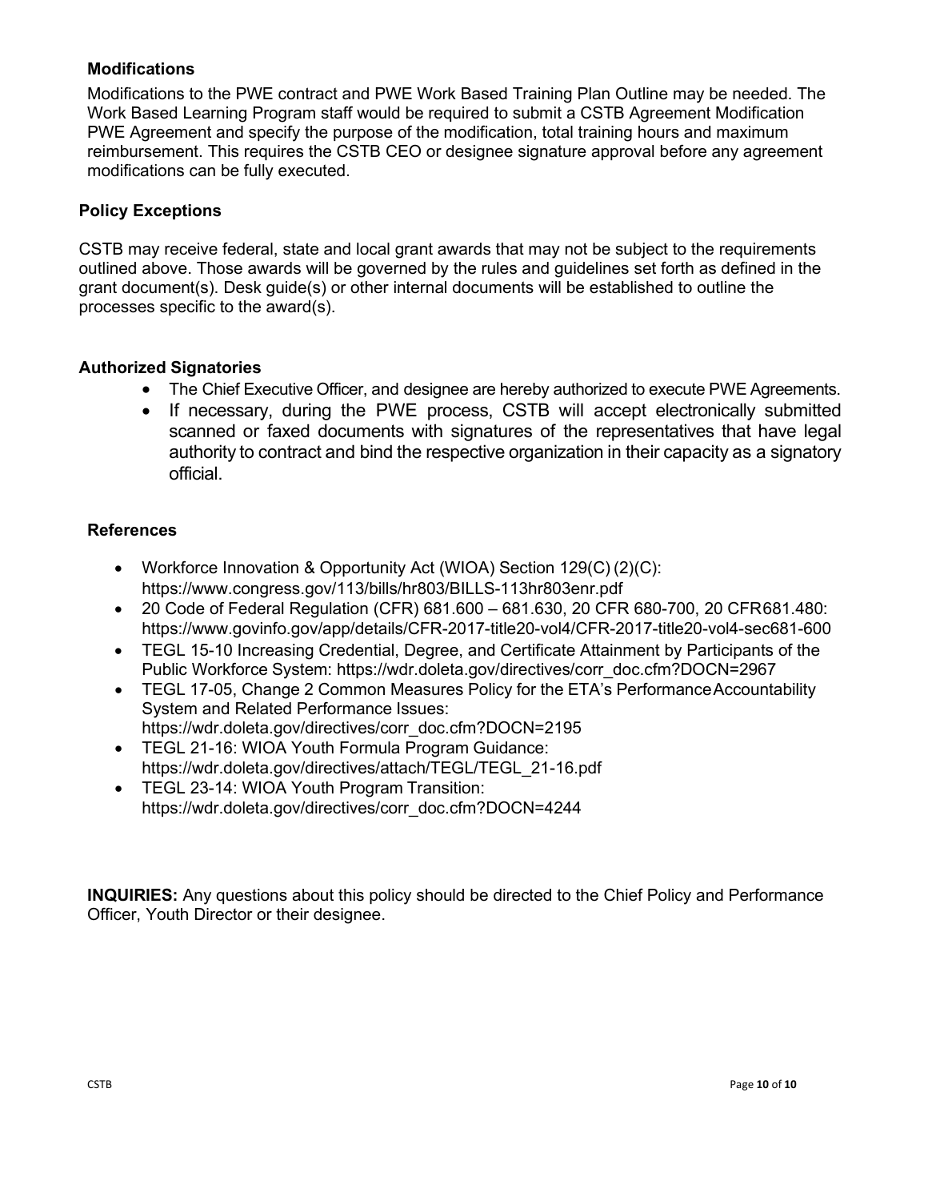### Modifications

Modifications to the PWE contract and PWE Work Based Training Plan Outline may be needed. The Work Based Learning Program staff would be required to submit a CSTB Agreement Modification PWE Agreement and specify the purpose of the modification, total training hours and maximum reimbursement. This requires the CSTB CEO or designee signature approval before any agreement modifications can be fully executed.

### Policy Exceptions

CSTB may receive federal, state and local grant awards that may not be subject to the requirements outlined above. Those awards will be governed by the rules and guidelines set forth as defined in the grant document(s). Desk guide(s) or other internal documents will be established to outline the processes specific to the award(s).

### Authorized Signatories

- The Chief Executive Officer, and designee are hereby authorized to execute PWE Agreements.
- If necessary, during the PWE process, CSTB will accept electronically submitted scanned or faxed documents with signatures of the representatives that have legal authority to contract and bind the respective organization in their capacity as a signatory official.

### References

- Workforce Innovation & Opportunity Act (WIOA) Section 129(C) (2)(C): https://www.congress.gov/113/bills/hr803/BILLS-113hr803enr.pdf
- 20 Code of Federal Regulation (CFR) 681.600 – 681.630, 20 CFR 680-700, 20 CFR681.480: https://www.govinfo.gov/app/details/CFR-2017-title20-vol4/CFR-2017-title20-vol4-sec681-600
- TEGL 15-10 Increasing Credential, Degree, and Certificate Attainment by Participants of the Public Workforce System: https://wdr.doleta.gov/directives/corr_doc.cfm?DOCN=2967
- TEGL 17-05, Change 2 Common Measures Policy for the ETA's Performance Accountability System and Related Performance Issues: https://wdr.doleta.gov/directives/corr_doc.cfm?DOCN=2195
- TEGL 21-16: WIOA Youth Formula Program Guidance: https://wdr.doleta.gov/directives/attach/TEGL/TEGL_21-16.pdf
- TEGL 23-14: WIOA Youth Program Transition: https://wdr.doleta.gov/directives/corr_doc.cfm?DOCN=4244

**INQUIRIES:** Any questions about this policy should be directed to the Chief Policy and Performance Officer, Youth Director or their designee.